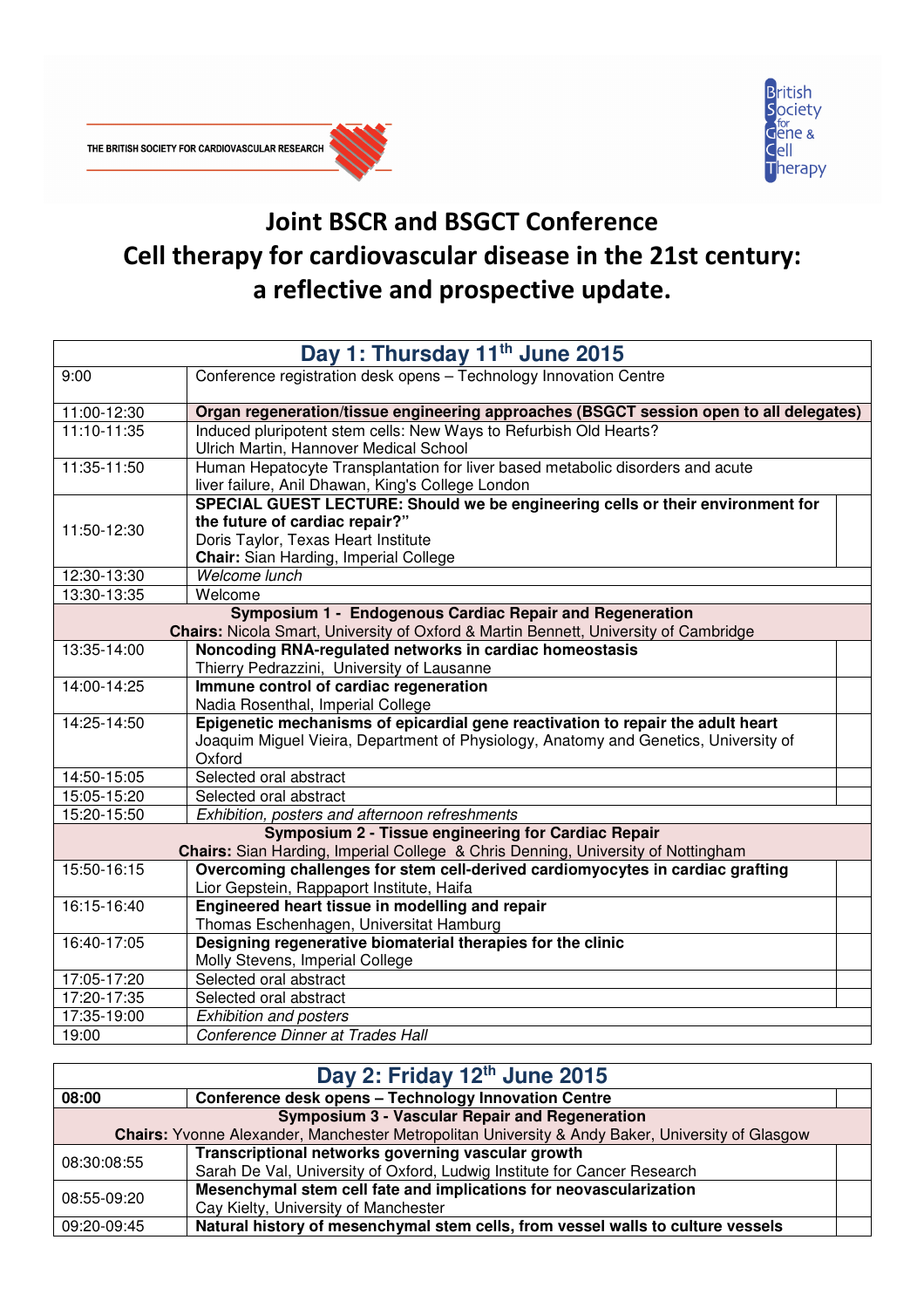THE BRITISH SOCIETY FOR CARDIOVASCULAR RESEARCH

British Society for Gene & Cell Therapy

# Joint BSCR and BSGCT Conference
# Cell therapy for cardiovascular disease in the 21st century: a reflective and prospective update.

| Day 1: Thursday 11th June 2015 | |
|---|---|
| 9:00 | Conference registration desk opens – Technology Innovation Centre |
| 11:00-12:30 | **Organ regeneration/tissue engineering approaches (BSGCT session open to all delegates)** |
| 11:10-11:35 | Induced pluripotent stem cells: New Ways to Refurbish Old Hearts?<br>Ulrich Martin, Hannover Medical School |
| 11:35-11:50 | Human Hepatocyte Transplantation for liver based metabolic disorders and acute liver failure, Anil Dhawan, King's College London |
| 11:50-12:30 | **SPECIAL GUEST LECTURE: Should we be engineering cells or their environment for the future of cardiac repair?"**<br>Doris Taylor, Texas Heart Institute<br>**Chair:** Sian Harding, Imperial College |
| 12:30-13:30 | *Welcome lunch* |
| 13:30-13:35 | Welcome |
| **Symposium 1 - Endogenous Cardiac Repair and Regeneration**<br>**Chairs:** Nicola Smart, University of Oxford & Martin Bennett, University of Cambridge | |
| 13:35-14:00 | **Noncoding RNA-regulated networks in cardiac homeostasis**<br>Thierry Pedrazzini, University of Lausanne |
| 14:00-14:25 | **Immune control of cardiac regeneration**<br>Nadia Rosenthal, Imperial College |
| 14:25-14:50 | **Epigenetic mechanisms of epicardial gene reactivation to repair the adult heart**<br>Joaquim Miguel Vieira, Department of Physiology, Anatomy and Genetics, University of Oxford |
| 14:50-15:05 | Selected oral abstract |
| 15:05-15:20 | Selected oral abstract |
| 15:20-15:50 | *Exhibition, posters and afternoon refreshments* |
| **Symposium 2 - Tissue engineering for Cardiac Repair**<br>**Chairs:** Sian Harding, Imperial College & Chris Denning, University of Nottingham | |
| 15:50-16:15 | **Overcoming challenges for stem cell-derived cardiomyocytes in cardiac grafting**<br>Lior Gepstein, Rappaport Institute, Haifa |
| 16:15-16:40 | **Engineered heart tissue in modelling and repair**<br>Thomas Eschenhagen, Universitat Hamburg |
| 16:40-17:05 | **Designing regenerative biomaterial therapies for the clinic**<br>Molly Stevens, Imperial College |
| 17:05-17:20 | Selected oral abstract |
| 17:20-17:35 | Selected oral abstract |
| 17:35-19:00 | *Exhibition and posters* |
| 19:00 | *Conference Dinner at Trades Hall* |

| Day 2: Friday 12th June 2015 | |
|---|---|
| **08:00** | **Conference desk opens – Technology Innovation Centre** |
| **Symposium 3 - Vascular Repair and Regeneration**<br>**Chairs:** Yvonne Alexander, Manchester Metropolitan University & Andy Baker, University of Glasgow | |
| 08:30:08:55 | **Transcriptional networks governing vascular growth**<br>Sarah De Val, University of Oxford, Ludwig Institute for Cancer Research |
| 08:55-09:20 | **Mesenchymal stem cell fate and implications for neovascularization**<br>Cay Kielty, University of Manchester |
| 09:20-09:45 | **Natural history of mesenchymal stem cells, from vessel walls to culture vessels** |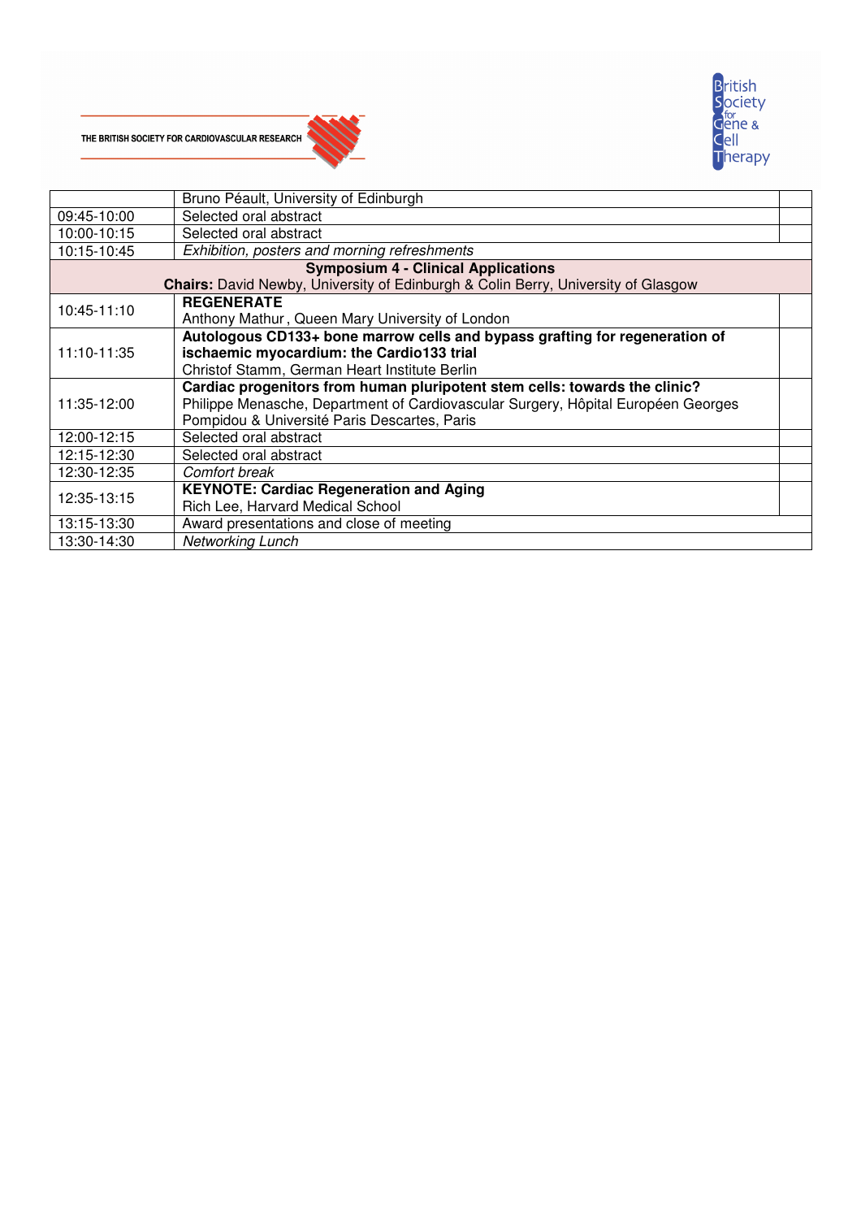| | | |
|---|---|---|
| | Bruno Péault, University of Edinburgh | |
| 09:45-10:00 | Selected oral abstract | |
| 10:00-10:15 | Selected oral abstract | |
| 10:15-10:45 | *Exhibition, posters and morning refreshments* | |
| **Symposium 4 - Clinical Applications** **Chairs:** David Newby, University of Edinburgh & Colin Berry, University of Glasgow | | |
| 10:45-11:10 | **REGENERATE** Anthony Mathur , Queen Mary University of London | |
| 11:10-11:35 | **Autologous CD133+ bone marrow cells and bypass grafting for regeneration of ischaemic myocardium: the Cardio133 trial** Christof Stamm, German Heart Institute Berlin | |
| 11:35-12:00 | **Cardiac progenitors from human pluripotent stem cells: towards the clinic?** Philippe Menasche, Department of Cardiovascular Surgery, Hôpital Européen Georges Pompidou & Université Paris Descartes, Paris | |
| 12:00-12:15 | Selected oral abstract | |
| 12:15-12:30 | Selected oral abstract | |
| 12:30-12:35 | *Comfort break* | |
| 12:35-13:15 | **KEYNOTE: Cardiac Regeneration and Aging** Rich Lee, Harvard Medical School | |
| 13:15-13:30 | Award presentations and close of meeting | |
| 13:30-14:30 | *Networking Lunch* | |